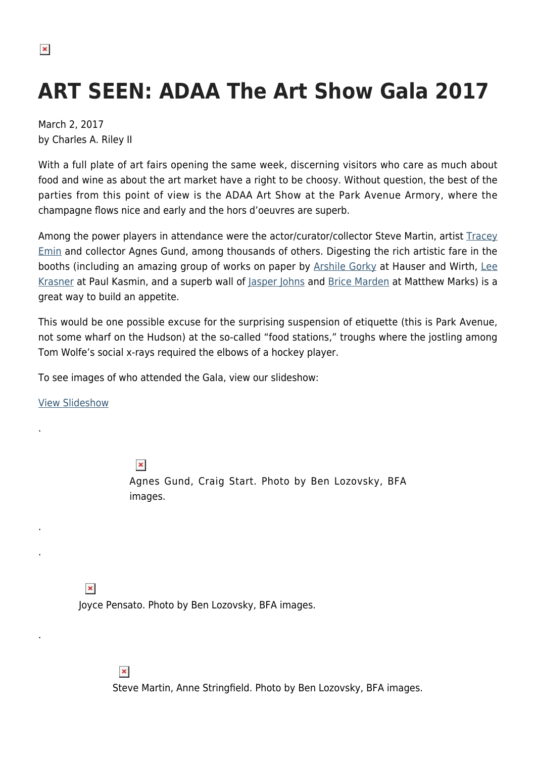# ART SEEN: ADAA The Art Show Gala 2017

March 2, 2017
by Charles A. Riley II

With a full plate of art fairs opening the same week, discerning visitors who care as much about food and wine as about the art market have a right to be choosy. Without question, the best of the parties from this point of view is the ADAA Art Show at the Park Avenue Armory, where the champagne flows nice and early and the hors d'oeuvres are superb.

Among the power players in attendance were the actor/curator/collector Steve Martin, artist Tracey Emin and collector Agnes Gund, among thousands of others. Digesting the rich artistic fare in the booths (including an amazing group of works on paper by Arshile Gorky at Hauser and Wirth, Lee Krasner at Paul Kasmin, and a superb wall of Jasper Johns and Brice Marden at Matthew Marks) is a great way to build an appetite.

This would be one possible excuse for the surprising suspension of etiquette (this is Park Avenue, not some wharf on the Hudson) at the so-called "food stations," troughs where the jostling among Tom Wolfe's social x-rays required the elbows of a hockey player.

To see images of who attended the Gala, view our slideshow:

View Slideshow

.

Agnes Gund, Craig Start. Photo by Ben Lozovsky, BFA images.

.

.

Joyce Pensato. Photo by Ben Lozovsky, BFA images.

.

Steve Martin, Anne Stringfield. Photo by Ben Lozovsky, BFA images.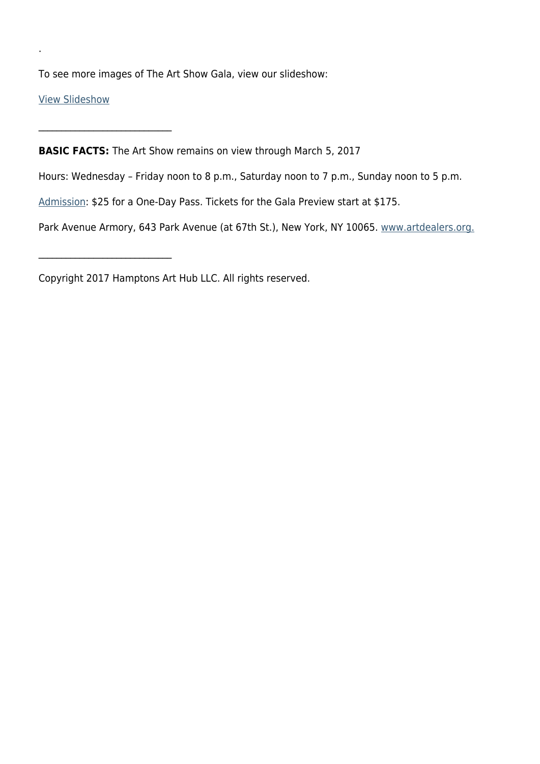.

To see more images of The Art Show Gala, view our slideshow:

View Slideshow

---

**BASIC FACTS:** The Art Show remains on view through March 5, 2017

Hours: Wednesday – Friday noon to 8 p.m., Saturday noon to 7 p.m., Sunday noon to 5 p.m.

Admission: $25 for a One-Day Pass. Tickets for the Gala Preview start at $175.

Park Avenue Armory, 643 Park Avenue (at 67th St.), New York, NY 10065. www.artdealers.org.

---

Copyright 2017 Hamptons Art Hub LLC. All rights reserved.